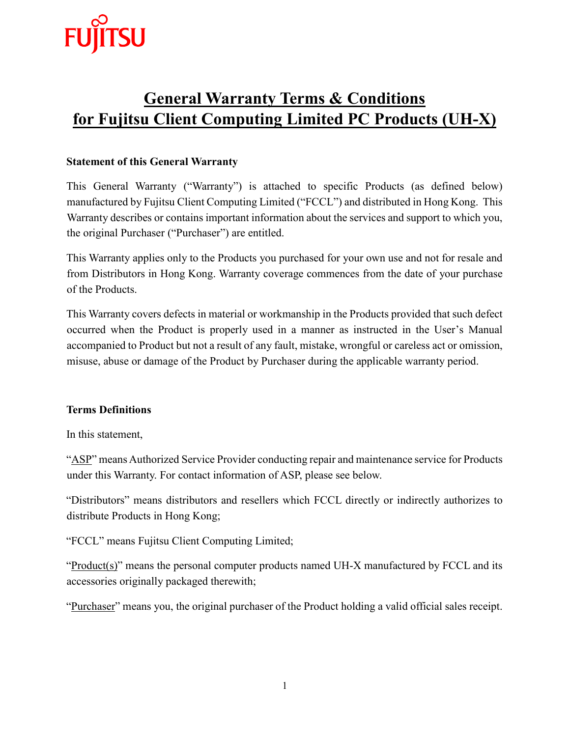FUJITSU

# General Warranty Terms & Conditions for Fujitsu Client Computing Limited PC Products (UH-X)

**Statement of this General Warranty**

This General Warranty ("Warranty") is attached to specific Products (as defined below) manufactured by Fujitsu Client Computing Limited ("FCCL") and distributed in Hong Kong. This Warranty describes or contains important information about the services and support to which you, the original Purchaser ("Purchaser") are entitled.

This Warranty applies only to the Products you purchased for your own use and not for resale and from Distributors in Hong Kong. Warranty coverage commences from the date of your purchase of the Products.

This Warranty covers defects in material or workmanship in the Products provided that such defect occurred when the Product is properly used in a manner as instructed in the User's Manual accompanied to Product but not a result of any fault, mistake, wrongful or careless act or omission, misuse, abuse or damage of the Product by Purchaser during the applicable warranty period.

**Terms Definitions**

In this statement,

"ASP" means Authorized Service Provider conducting repair and maintenance service for Products under this Warranty. For contact information of ASP, please see below.

"Distributors" means distributors and resellers which FCCL directly or indirectly authorizes to distribute Products in Hong Kong;

"FCCL" means Fujitsu Client Computing Limited;

"Product(s)" means the personal computer products named UH-X manufactured by FCCL and its accessories originally packaged therewith;

"Purchaser" means you, the original purchaser of the Product holding a valid official sales receipt.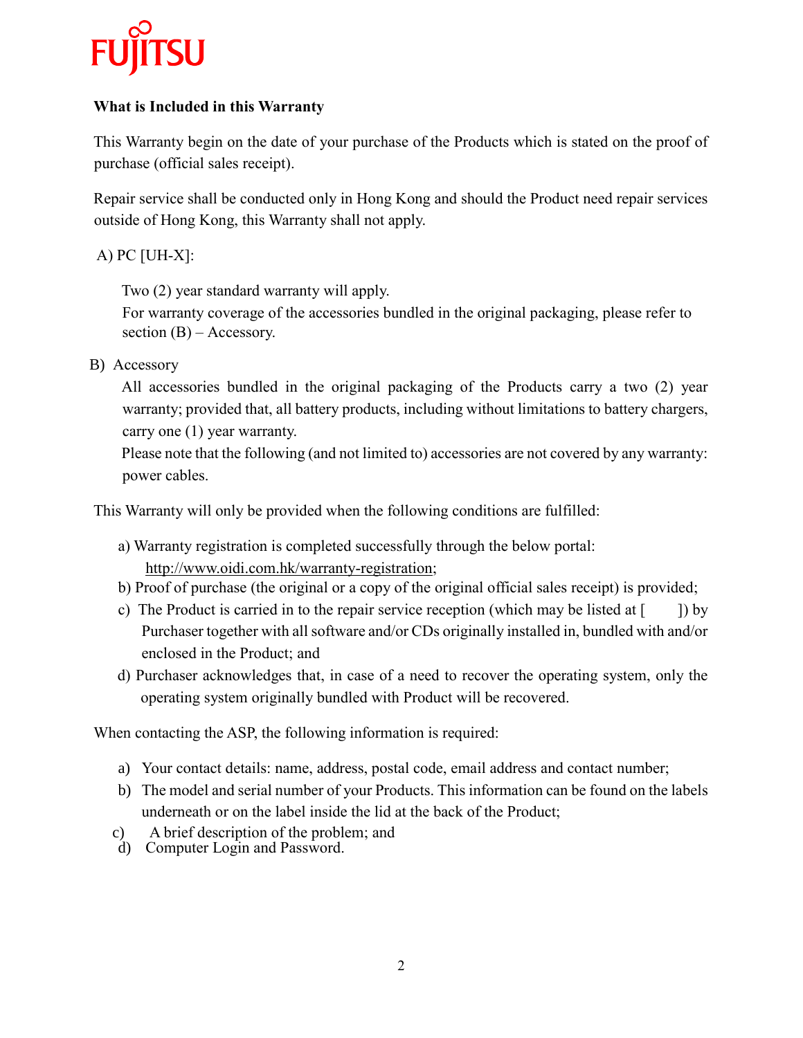**FUJITSU**

### What is Included in this Warranty

This Warranty begin on the date of your purchase of the Products which is stated on the proof of purchase (official sales receipt).

Repair service shall be conducted only in Hong Kong and should the Product need repair services outside of Hong Kong, this Warranty shall not apply.

A) PC [UH-X]:

Two (2) year standard warranty will apply.
For warranty coverage of the accessories bundled in the original packaging, please refer to section (B) – Accessory.

B) Accessory

All accessories bundled in the original packaging of the Products carry a two (2) year warranty; provided that, all battery products, including without limitations to battery chargers, carry one (1) year warranty.
Please note that the following (and not limited to) accessories are not covered by any warranty: power cables.

This Warranty will only be provided when the following conditions are fulfilled:

a) Warranty registration is completed successfully through the below portal: http://www.oidi.com.hk/warranty-registration;
b) Proof of purchase (the original or a copy of the original official sales receipt) is provided;
c) The Product is carried in to the repair service reception (which may be listed at [ ]) by Purchaser together with all software and/or CDs originally installed in, bundled with and/or enclosed in the Product; and
d) Purchaser acknowledges that, in case of a need to recover the operating system, only the operating system originally bundled with Product will be recovered.

When contacting the ASP, the following information is required:

a) Your contact details: name, address, postal code, email address and contact number;
b) The model and serial number of your Products. This information can be found on the labels underneath or on the label inside the lid at the back of the Product;
c) A brief description of the problem; and
d) Computer Login and Password.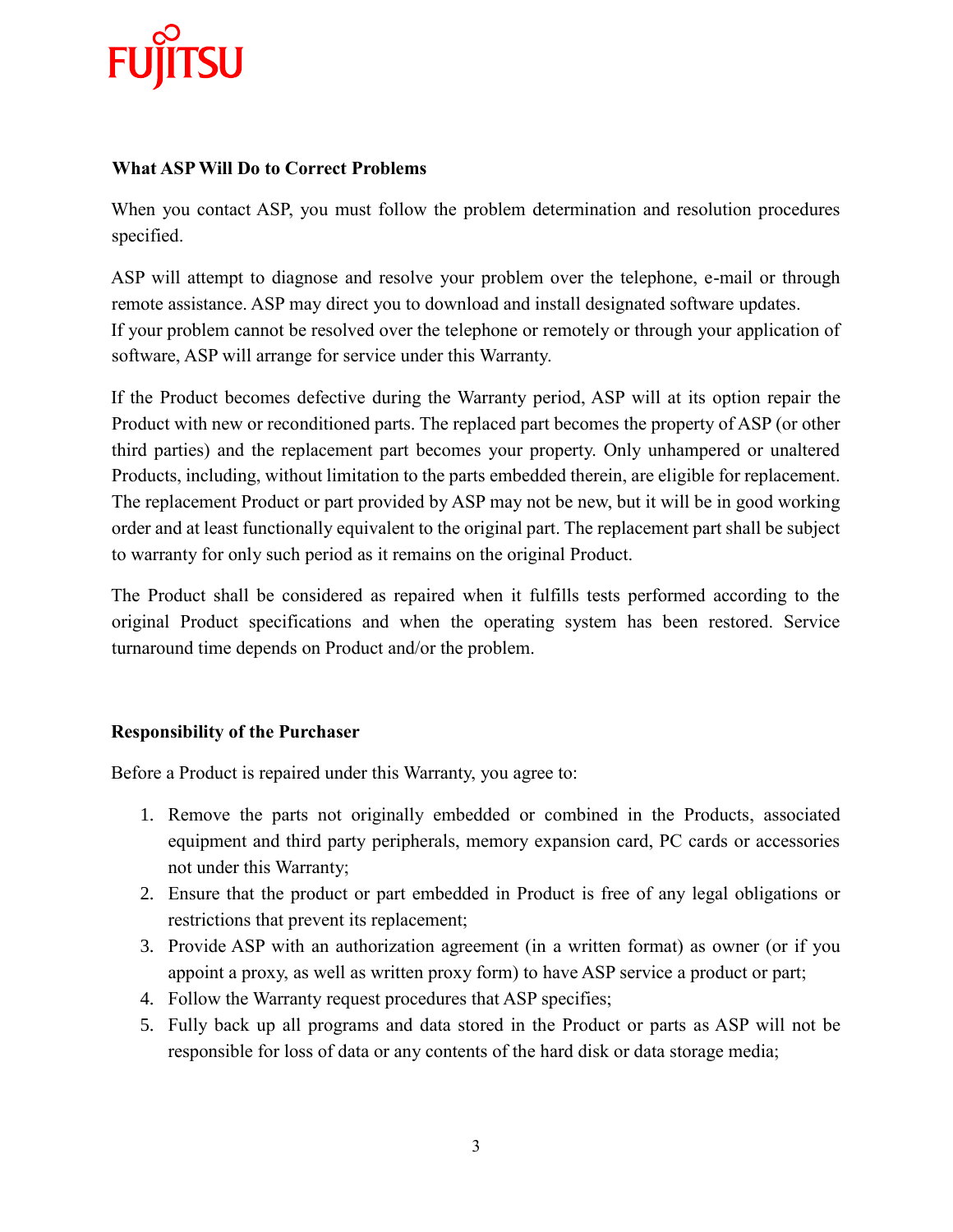**What ASP Will Do to Correct Problems**

When you contact ASP, you must follow the problem determination and resolution procedures specified.

ASP will attempt to diagnose and resolve your problem over the telephone, e-mail or through remote assistance. ASP may direct you to download and install designated software updates.
If your problem cannot be resolved over the telephone or remotely or through your application of software, ASP will arrange for service under this Warranty.

If the Product becomes defective during the Warranty period, ASP will at its option repair the Product with new or reconditioned parts. The replaced part becomes the property of ASP (or other third parties) and the replacement part becomes your property. Only unhampered or unaltered Products, including, without limitation to the parts embedded therein, are eligible for replacement. The replacement Product or part provided by ASP may not be new, but it will be in good working order and at least functionally equivalent to the original part. The replacement part shall be subject to warranty for only such period as it remains on the original Product.

The Product shall be considered as repaired when it fulfills tests performed according to the original Product specifications and when the operating system has been restored. Service turnaround time depends on Product and/or the problem.

**Responsibility of the Purchaser**

Before a Product is repaired under this Warranty, you agree to:

1. Remove the parts not originally embedded or combined in the Products, associated equipment and third party peripherals, memory expansion card, PC cards or accessories not under this Warranty;
2. Ensure that the product or part embedded in Product is free of any legal obligations or restrictions that prevent its replacement;
3. Provide ASP with an authorization agreement (in a written format) as owner (or if you appoint a proxy, as well as written proxy form) to have ASP service a product or part;
4. Follow the Warranty request procedures that ASP specifies;
5. Fully back up all programs and data stored in the Product or parts as ASP will not be responsible for loss of data or any contents of the hard disk or data storage media;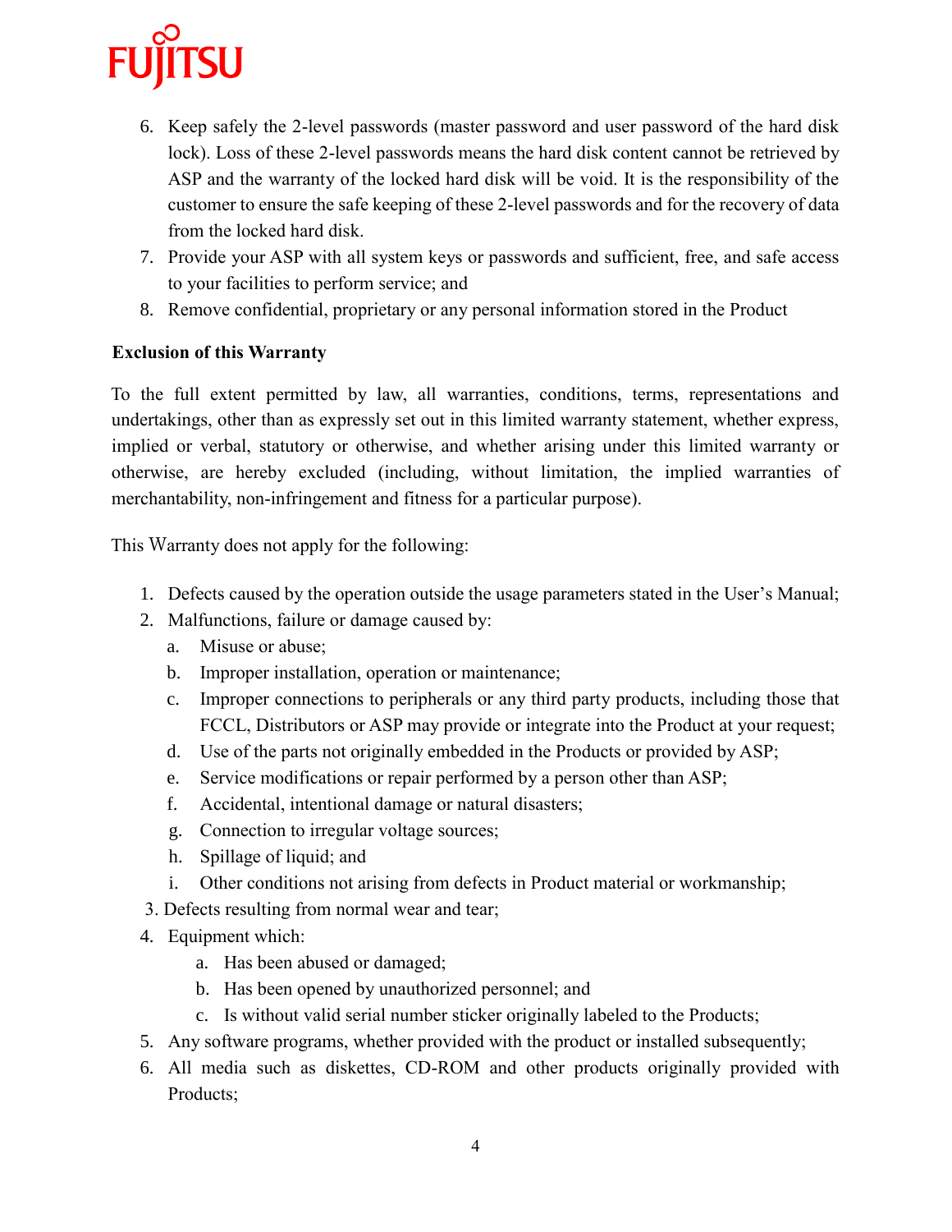6. Keep safely the 2-level passwords (master password and user password of the hard disk lock). Loss of these 2-level passwords means the hard disk content cannot be retrieved by ASP and the warranty of the locked hard disk will be void. It is the responsibility of the customer to ensure the safe keeping of these 2-level passwords and for the recovery of data from the locked hard disk.
7. Provide your ASP with all system keys or passwords and sufficient, free, and safe access to your facilities to perform service; and
8. Remove confidential, proprietary or any personal information stored in the Product

**Exclusion of this Warranty**

To the full extent permitted by law, all warranties, conditions, terms, representations and undertakings, other than as expressly set out in this limited warranty statement, whether express, implied or verbal, statutory or otherwise, and whether arising under this limited warranty or otherwise, are hereby excluded (including, without limitation, the implied warranties of merchantability, non-infringement and fitness for a particular purpose).

This Warranty does not apply for the following:

1. Defects caused by the operation outside the usage parameters stated in the User's Manual;
2. Malfunctions, failure or damage caused by:
   a. Misuse or abuse;
   b. Improper installation, operation or maintenance;
   c. Improper connections to peripherals or any third party products, including those that FCCL, Distributors or ASP may provide or integrate into the Product at your request;
   d. Use of the parts not originally embedded in the Products or provided by ASP;
   e. Service modifications or repair performed by a person other than ASP;
   f. Accidental, intentional damage or natural disasters;
   g. Connection to irregular voltage sources;
   h. Spillage of liquid; and
   i. Other conditions not arising from defects in Product material or workmanship;
3. Defects resulting from normal wear and tear;
4. Equipment which:
   a. Has been abused or damaged;
   b. Has been opened by unauthorized personnel; and
   c. Is without valid serial number sticker originally labeled to the Products;
5. Any software programs, whether provided with the product or installed subsequently;
6. All media such as diskettes, CD-ROM and other products originally provided with Products;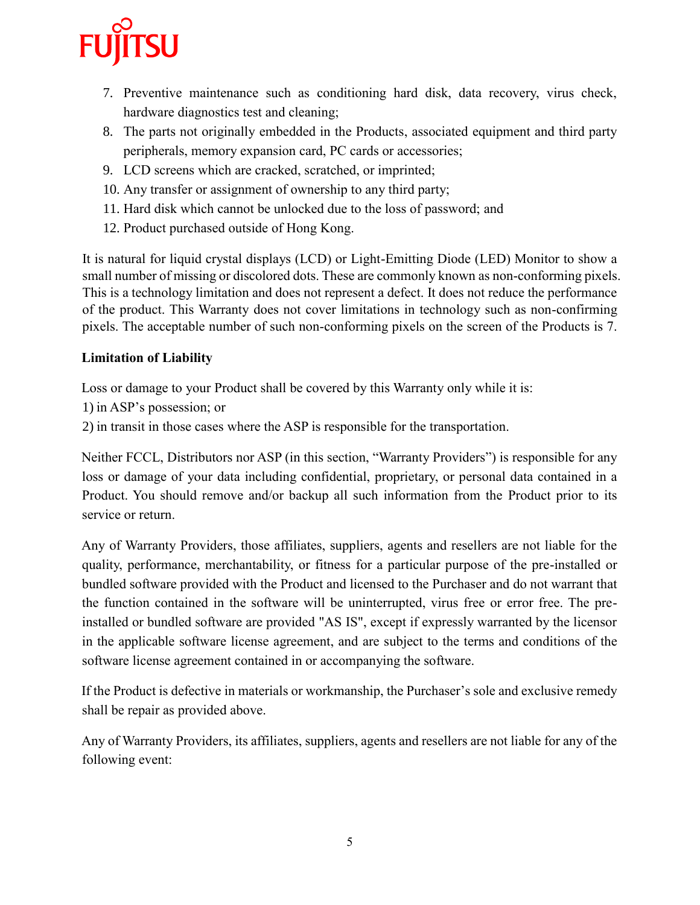7. Preventive maintenance such as conditioning hard disk, data recovery, virus check, hardware diagnostics test and cleaning;
8. The parts not originally embedded in the Products, associated equipment and third party peripherals, memory expansion card, PC cards or accessories;
9. LCD screens which are cracked, scratched, or imprinted;
10. Any transfer or assignment of ownership to any third party;
11. Hard disk which cannot be unlocked due to the loss of password; and
12. Product purchased outside of Hong Kong.

It is natural for liquid crystal displays (LCD) or Light-Emitting Diode (LED) Monitor to show a small number of missing or discolored dots. These are commonly known as non-conforming pixels. This is a technology limitation and does not represent a defect. It does not reduce the performance of the product. This Warranty does not cover limitations in technology such as non-confirming pixels. The acceptable number of such non-conforming pixels on the screen of the Products is 7.

**Limitation of Liability**

Loss or damage to your Product shall be covered by this Warranty only while it is:

1) in ASP's possession; or

2) in transit in those cases where the ASP is responsible for the transportation.

Neither FCCL, Distributors nor ASP (in this section, "Warranty Providers") is responsible for any loss or damage of your data including confidential, proprietary, or personal data contained in a Product. You should remove and/or backup all such information from the Product prior to its service or return.

Any of Warranty Providers, those affiliates, suppliers, agents and resellers are not liable for the quality, performance, merchantability, or fitness for a particular purpose of the pre-installed or bundled software provided with the Product and licensed to the Purchaser and do not warrant that the function contained in the software will be uninterrupted, virus free or error free. The pre-installed or bundled software are provided "AS IS", except if expressly warranted by the licensor in the applicable software license agreement, and are subject to the terms and conditions of the software license agreement contained in or accompanying the software.

If the Product is defective in materials or workmanship, the Purchaser's sole and exclusive remedy shall be repair as provided above.

Any of Warranty Providers, its affiliates, suppliers, agents and resellers are not liable for any of the following event: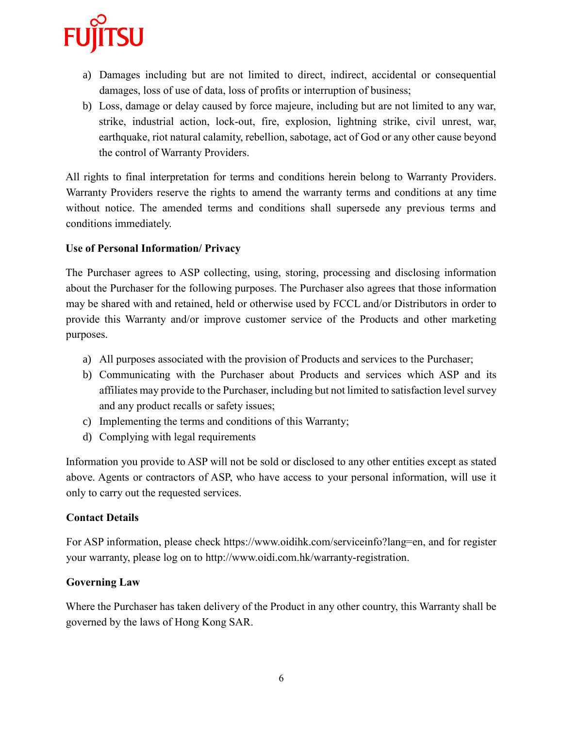a) Damages including but are not limited to direct, indirect, accidental or consequential damages, loss of use of data, loss of profits or interruption of business;
b) Loss, damage or delay caused by force majeure, including but are not limited to any war, strike, industrial action, lock-out, fire, explosion, lightning strike, civil unrest, war, earthquake, riot natural calamity, rebellion, sabotage, act of God or any other cause beyond the control of Warranty Providers.

All rights to final interpretation for terms and conditions herein belong to Warranty Providers. Warranty Providers reserve the rights to amend the warranty terms and conditions at any time without notice. The amended terms and conditions shall supersede any previous terms and conditions immediately.

**Use of Personal Information/ Privacy**

The Purchaser agrees to ASP collecting, using, storing, processing and disclosing information about the Purchaser for the following purposes. The Purchaser also agrees that those information may be shared with and retained, held or otherwise used by FCCL and/or Distributors in order to provide this Warranty and/or improve customer service of the Products and other marketing purposes.

a) All purposes associated with the provision of Products and services to the Purchaser;
b) Communicating with the Purchaser about Products and services which ASP and its affiliates may provide to the Purchaser, including but not limited to satisfaction level survey and any product recalls or safety issues;
c) Implementing the terms and conditions of this Warranty;
d) Complying with legal requirements

Information you provide to ASP will not be sold or disclosed to any other entities except as stated above. Agents or contractors of ASP, who have access to your personal information, will use it only to carry out the requested services.

**Contact Details**

For ASP information, please check https://www.oidihk.com/serviceinfo?lang=en, and for register your warranty, please log on to http://www.oidi.com.hk/warranty-registration.

**Governing Law**

Where the Purchaser has taken delivery of the Product in any other country, this Warranty shall be governed by the laws of Hong Kong SAR.